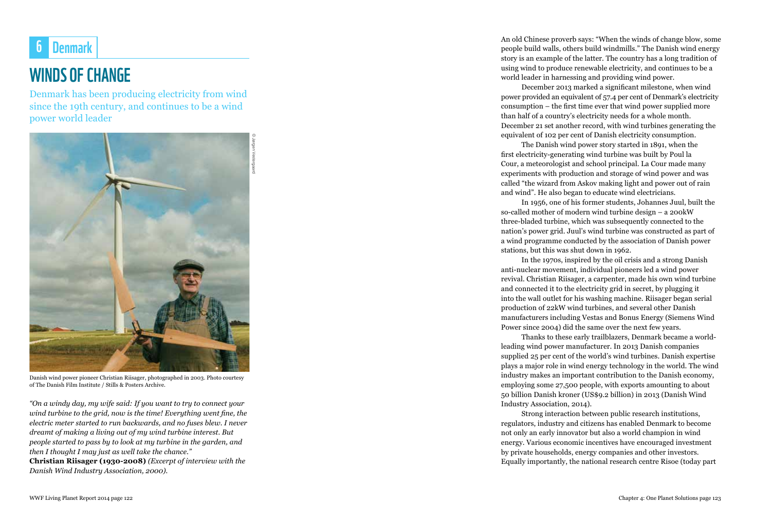# 6 Denmark

# WINDS OF CHANGE

Denmark has been producing electricity from wind since the 19th century, and continues to be a wind power world leader

© Jørgen Vestergaard

Danish wind power pioneer Christian Riisager, photographed in 2003. Photo courtesy of The Danish Film Institute / Stills & Posters Archive.

*"On a windy day, my wife said: If you want to try to connect your wind turbine to the grid, now is the time! Everything went fine, the electric meter started to run backwards, and no fuses blew. I never dreamt of making a living out of my wind turbine interest. But people started to pass by to look at my turbine in the garden, and then I thought I may just as well take the chance."*
**Christian Riisager (1930-2008)** *(Excerpt of interview with the Danish Wind Industry Association, 2000).*

An old Chinese proverb says: "When the winds of change blow, some people build walls, others build windmills." The Danish wind energy story is an example of the latter. The country has a long tradition of using wind to produce renewable electricity, and continues to be a world leader in harnessing and providing wind power.

December 2013 marked a significant milestone, when wind power provided an equivalent of 57.4 per cent of Denmark's electricity consumption – the first time ever that wind power supplied more than half of a country's electricity needs for a whole month. December 21 set another record, with wind turbines generating the equivalent of 102 per cent of Danish electricity consumption.

The Danish wind power story started in 1891, when the first electricity-generating wind turbine was built by Poul la Cour, a meteorologist and school principal. La Cour made many experiments with production and storage of wind power and was called "the wizard from Askov making light and power out of rain and wind". He also began to educate wind electricians.

In 1956, one of his former students, Johannes Juul, built the so-called mother of modern wind turbine design – a 200kW three-bladed turbine, which was subsequently connected to the nation's power grid. Juul's wind turbine was constructed as part of a wind programme conducted by the association of Danish power stations, but this was shut down in 1962.

In the 1970s, inspired by the oil crisis and a strong Danish anti-nuclear movement, individual pioneers led a wind power revival. Christian Riisager, a carpenter, made his own wind turbine and connected it to the electricity grid in secret, by plugging it into the wall outlet for his washing machine. Riisager began serial production of 22kW wind turbines, and several other Danish manufacturers including Vestas and Bonus Energy (Siemens Wind Power since 2004) did the same over the next few years.

Thanks to these early trailblazers, Denmark became a world-leading wind power manufacturer. In 2013 Danish companies supplied 25 per cent of the world's wind turbines. Danish expertise plays a major role in wind energy technology in the world. The wind industry makes an important contribution to the Danish economy, employing some 27,500 people, with exports amounting to about 50 billion Danish kroner (US$9.2 billion) in 2013 (Danish Wind Industry Association, 2014).

Strong interaction between public research institutions, regulators, industry and citizens has enabled Denmark to become not only an early innovator but also a world champion in wind energy. Various economic incentives have encouraged investment by private households, energy companies and other investors. Equally importantly, the national research centre Risoe (today part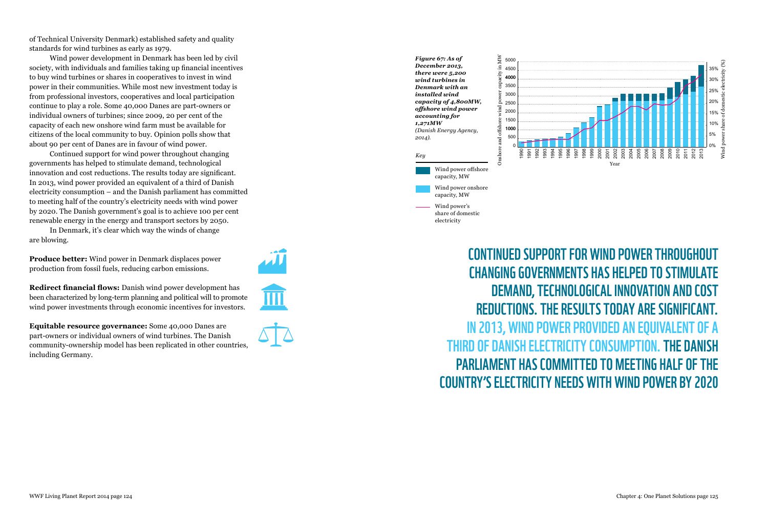of Technical University Denmark) established safety and quality standards for wind turbines as early as 1979.

Wind power development in Denmark has been led by civil society, with individuals and families taking up financial incentives to buy wind turbines or shares in cooperatives to invest in wind power in their communities. While most new investment today is from professional investors, cooperatives and local participation continue to play a role. Some 40,000 Danes are part-owners or individual owners of turbines; since 2009, 20 per cent of the capacity of each new onshore wind farm must be available for citizens of the local community to buy. Opinion polls show that about 90 per cent of Danes are in favour of wind power.

Continued support for wind power throughout changing governments has helped to stimulate demand, technological innovation and cost reductions. The results today are significant. In 2013, wind power provided an equivalent of a third of Danish electricity consumption – and the Danish parliament has committed to meeting half of the country's electricity needs with wind power by 2020. The Danish government's goal is to achieve 100 per cent renewable energy in the energy and transport sectors by 2050.

In Denmark, it's clear which way the winds of change are blowing.

**Produce better:** Wind power in Denmark displaces power production from fossil fuels, reducing carbon emissions.

**Redirect financial flows:** Danish wind power development has been characterized by long-term planning and political will to promote wind power investments through economic incentives for investors.

**Equitable resource governance:** Some 40,000 Danes are part-owners or individual owners of wind turbines. The Danish community-ownership model has been replicated in other countries, including Germany.

***Figure 67: As of December 2013, there were 5,200 wind turbines in Denmark with an installed wind capacity of 4,800MW, offshore wind power accounting for 1,271MW** (Danish Energy Agency, 2014).*

*Key*

Wind power offshore capacity, MW

Wind power onshore capacity, MW

Wind power's share of domestic electricity

Onshore and offshore wind power capacity in MW

5000
4500
4000
3500
3000
2500
2000
1500
1000
500
0

1990 1991 1992 1993 1994 1995 1996 1997 1998 1999 2000 2001 2002 2003 2004 2005 2006 2007 2008 2009 2010 2011 2012 2013

Year

Wind power share of domestic electricity (%)

35%
30%
25%
20%
15%
10%
5%
0%

**CONTINUED SUPPORT FOR WIND POWER THROUGHOUT CHANGING GOVERNMENTS HAS HELPED TO STIMULATE DEMAND, TECHNOLOGICAL INNOVATION AND COST REDUCTIONS. THE RESULTS TODAY ARE SIGNIFICANT. IN 2013, WIND POWER PROVIDED AN EQUIVALENT OF A THIRD OF DANISH ELECTRICITY CONSUMPTION. THE DANISH PARLIAMENT HAS COMMITTED TO MEETING HALF OF THE COUNTRY'S ELECTRICITY NEEDS WITH WIND POWER BY 2020**